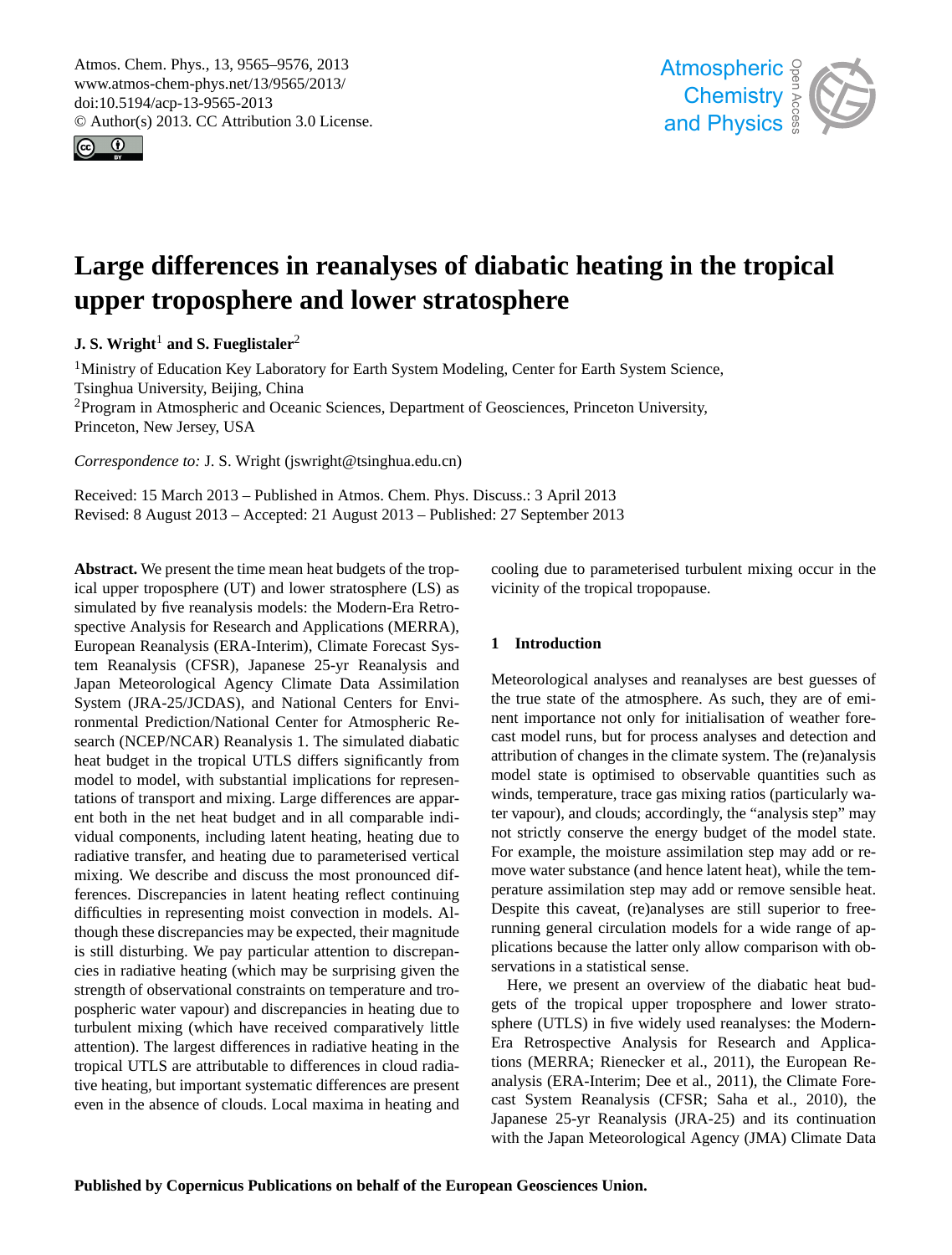# Large differences in reanalyses of diabatic heating in the tropical upper troposphere and lower stratosphere

**J. S. Wright**[1] **and S. Fueglistaler**[2]

[1]Ministry of Education Key Laboratory for Earth System Modeling, Center for Earth System Science, Tsinghua University, Beijing, China

[2]Program in Atmospheric and Oceanic Sciences, Department of Geosciences, Princeton University, Princeton, New Jersey, USA

*Correspondence to:* J. S. Wright (jswright@tsinghua.edu.cn)

Received: 15 March 2013 – Published in Atmos. Chem. Phys. Discuss.: 3 April 2013
Revised: 8 August 2013 – Accepted: 21 August 2013 – Published: 27 September 2013

**Abstract.** We present the time mean heat budgets of the tropical upper troposphere (UT) and lower stratosphere (LS) as simulated by five reanalysis models: the Modern-Era Retrospective Analysis for Research and Applications (MERRA), European Reanalysis (ERA-Interim), Climate Forecast System Reanalysis (CFSR), Japanese 25-yr Reanalysis and Japan Meteorological Agency Climate Data Assimilation System (JRA-25/JCDAS), and National Centers for Environmental Prediction/National Center for Atmospheric Research (NCEP/NCAR) Reanalysis 1. The simulated diabatic heat budget in the tropical UTLS differs significantly from model to model, with substantial implications for representations of transport and mixing. Large differences are apparent both in the net heat budget and in all comparable individual components, including latent heating, heating due to radiative transfer, and heating due to parameterised vertical mixing. We describe and discuss the most pronounced differences. Discrepancies in latent heating reflect continuing difficulties in representing moist convection in models. Although these discrepancies may be expected, their magnitude is still disturbing. We pay particular attention to discrepancies in radiative heating (which may be surprising given the strength of observational constraints on temperature and tropospheric water vapour) and discrepancies in heating due to turbulent mixing (which have received comparatively little attention). The largest differences in radiative heating in the tropical UTLS are attributable to differences in cloud radiative heating, but important systematic differences are present even in the absence of clouds. Local maxima in heating and cooling due to parameterised turbulent mixing occur in the vicinity of the tropical tropopause.

## 1 Introduction

Meteorological analyses and reanalyses are best guesses of the true state of the atmosphere. As such, they are of eminent importance not only for initialisation of weather forecast model runs, but for process analyses and detection and attribution of changes in the climate system. The (re)analysis model state is optimised to observable quantities such as winds, temperature, trace gas mixing ratios (particularly water vapour), and clouds; accordingly, the "analysis step" may not strictly conserve the energy budget of the model state. For example, the moisture assimilation step may add or remove water substance (and hence latent heat), while the temperature assimilation step may add or remove sensible heat. Despite this caveat, (re)analyses are still superior to free-running general circulation models for a wide range of applications because the latter only allow comparison with observations in a statistical sense.

Here, we present an overview of the diabatic heat budgets of the tropical upper troposphere and lower stratosphere (UTLS) in five widely used reanalyses: the Modern-Era Retrospective Analysis for Research and Applications (MERRA; Rienecker et al., 2011), the European Reanalysis (ERA-Interim; Dee et al., 2011), the Climate Forecast System Reanalysis (CFSR; Saha et al., 2010), the Japanese 25-yr Reanalysis (JRA-25) and its continuation with the Japan Meteorological Agency (JMA) Climate Data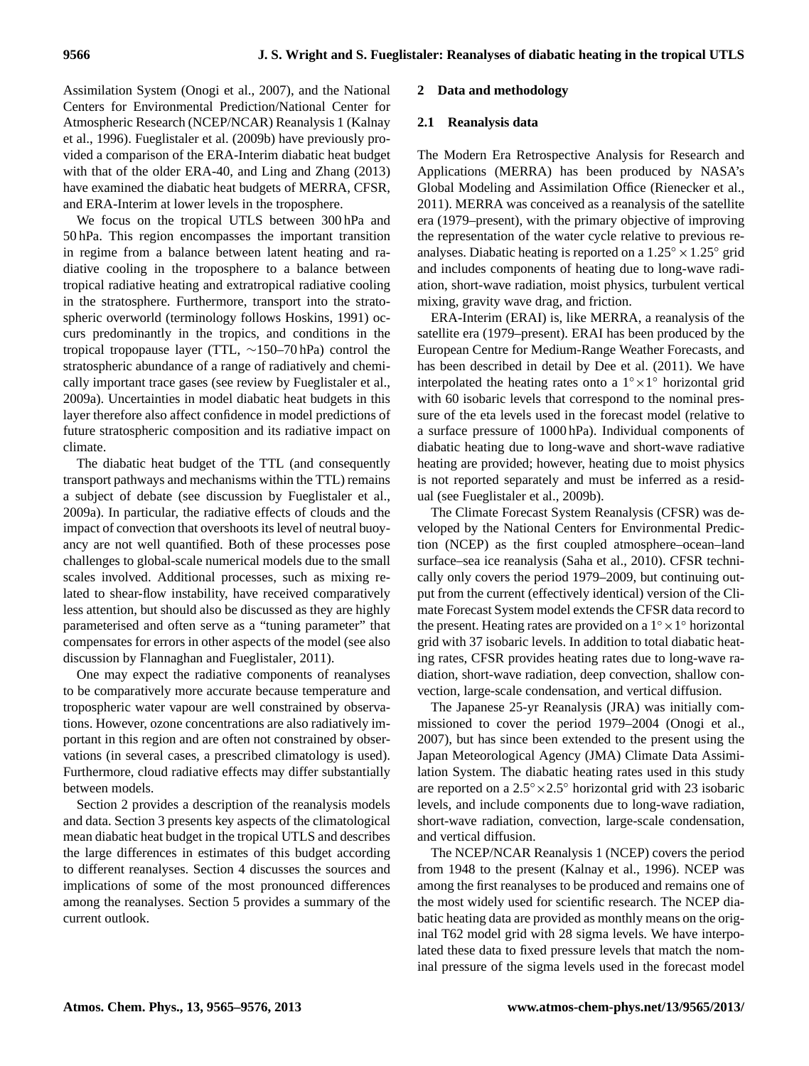Assimilation System (Onogi et al., 2007), and the National Centers for Environmental Prediction/National Center for Atmospheric Research (NCEP/NCAR) Reanalysis 1 (Kalnay et al., 1996). Fueglistaler et al. (2009b) have previously provided a comparison of the ERA-Interim diabatic heat budget with that of the older ERA-40, and Ling and Zhang (2013) have examined the diabatic heat budgets of MERRA, CFSR, and ERA-Interim at lower levels in the troposphere.

We focus on the tropical UTLS between 300 hPa and 50 hPa. This region encompasses the important transition in regime from a balance between latent heating and radiative cooling in the troposphere to a balance between tropical radiative heating and extratropical radiative cooling in the stratosphere. Furthermore, transport into the stratospheric overworld (terminology follows Hoskins, 1991) occurs predominantly in the tropics, and conditions in the tropical tropopause layer (TTL, ∼150–70 hPa) control the stratospheric abundance of a range of radiatively and chemically important trace gases (see review by Fueglistaler et al., 2009a). Uncertainties in model diabatic heat budgets in this layer therefore also affect confidence in model predictions of future stratospheric composition and its radiative impact on climate.

The diabatic heat budget of the TTL (and consequently transport pathways and mechanisms within the TTL) remains a subject of debate (see discussion by Fueglistaler et al., 2009a). In particular, the radiative effects of clouds and the impact of convection that overshoots its level of neutral buoyancy are not well quantified. Both of these processes pose challenges to global-scale numerical models due to the small scales involved. Additional processes, such as mixing related to shear-flow instability, have received comparatively less attention, but should also be discussed as they are highly parameterised and often serve as a "tuning parameter" that compensates for errors in other aspects of the model (see also discussion by Flannaghan and Fueglistaler, 2011).

One may expect the radiative components of reanalyses to be comparatively more accurate because temperature and tropospheric water vapour are well constrained by observations. However, ozone concentrations are also radiatively important in this region and are often not constrained by observations (in several cases, a prescribed climatology is used). Furthermore, cloud radiative effects may differ substantially between models.

Section 2 provides a description of the reanalysis models and data. Section 3 presents key aspects of the climatological mean diabatic heat budget in the tropical UTLS and describes the large differences in estimates of this budget according to different reanalyses. Section 4 discusses the sources and implications of some of the most pronounced differences among the reanalyses. Section 5 provides a summary of the current outlook.

## 2 Data and methodology

### 2.1 Reanalysis data

The Modern Era Retrospective Analysis for Research and Applications (MERRA) has been produced by NASA's Global Modeling and Assimilation Office (Rienecker et al., 2011). MERRA was conceived as a reanalysis of the satellite era (1979–present), with the primary objective of improving the representation of the water cycle relative to previous reanalyses. Diabatic heating is reported on a $1.25^\circ \times 1.25^\circ$ grid and includes components of heating due to long-wave radiation, short-wave radiation, moist physics, turbulent vertical mixing, gravity wave drag, and friction.

ERA-Interim (ERAI) is, like MERRA, a reanalysis of the satellite era (1979–present). ERAI has been produced by the European Centre for Medium-Range Weather Forecasts, and has been described in detail by Dee et al. (2011). We have interpolated the heating rates onto a $1^\circ \times 1^\circ$ horizontal grid with 60 isobaric levels that correspond to the nominal pressure of the eta levels used in the forecast model (relative to a surface pressure of 1000 hPa). Individual components of diabatic heating due to long-wave and short-wave radiative heating are provided; however, heating due to moist physics is not reported separately and must be inferred as a residual (see Fueglistaler et al., 2009b).

The Climate Forecast System Reanalysis (CFSR) was developed by the National Centers for Environmental Prediction (NCEP) as the first coupled atmosphere–ocean–land surface–sea ice reanalysis (Saha et al., 2010). CFSR technically only covers the period 1979–2009, but continuing output from the current (effectively identical) version of the Climate Forecast System model extends the CFSR data record to the present. Heating rates are provided on a $1^\circ \times 1^\circ$ horizontal grid with 37 isobaric levels. In addition to total diabatic heating rates, CFSR provides heating rates due to long-wave radiation, short-wave radiation, deep convection, shallow convection, large-scale condensation, and vertical diffusion.

The Japanese 25-yr Reanalysis (JRA) was initially commissioned to cover the period 1979–2004 (Onogi et al., 2007), but has since been extended to the present using the Japan Meteorological Agency (JMA) Climate Data Assimilation System. The diabatic heating rates used in this study are reported on a $2.5^\circ \times 2.5^\circ$ horizontal grid with 23 isobaric levels, and include components due to long-wave radiation, short-wave radiation, convection, large-scale condensation, and vertical diffusion.

The NCEP/NCAR Reanalysis 1 (NCEP) covers the period from 1948 to the present (Kalnay et al., 1996). NCEP was among the first reanalyses to be produced and remains one of the most widely used for scientific research. The NCEP diabatic heating data are provided as monthly means on the original T62 model grid with 28 sigma levels. We have interpolated these data to fixed pressure levels that match the nominal pressure of the sigma levels used in the forecast model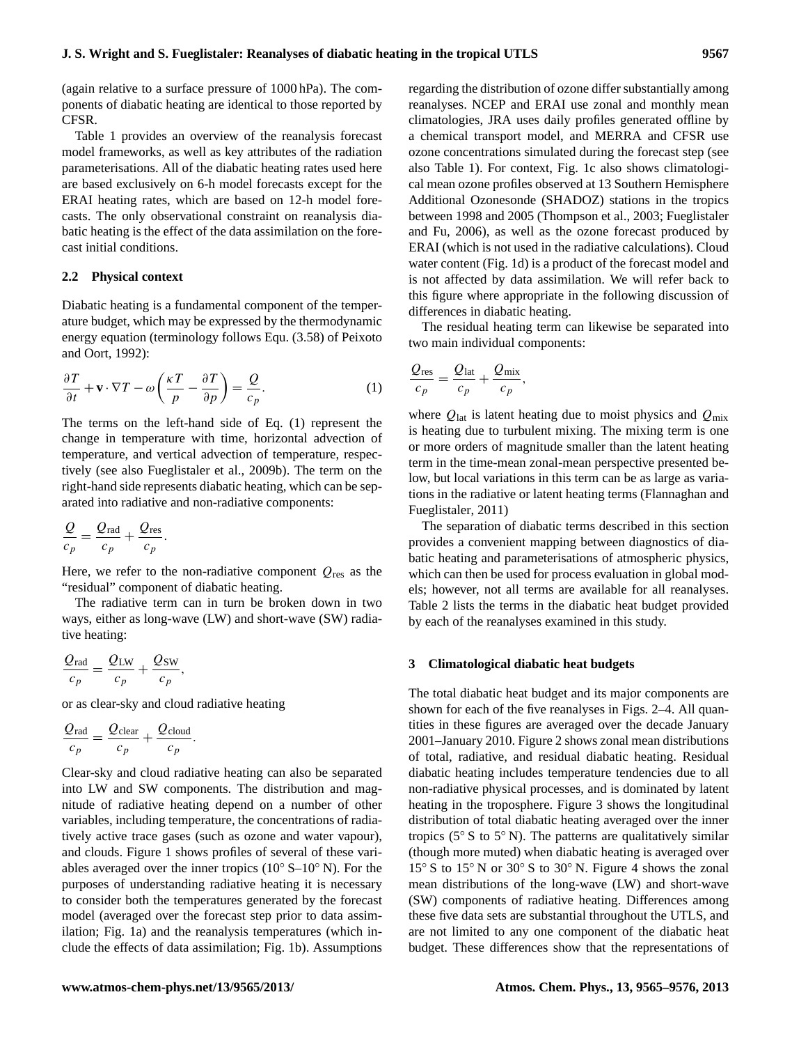(again relative to a surface pressure of 1000 hPa). The components of diabatic heating are identical to those reported by CFSR.

Table 1 provides an overview of the reanalysis forecast model frameworks, as well as key attributes of the radiation parameterisations. All of the diabatic heating rates used here are based exclusively on 6-h model forecasts except for the ERAI heating rates, which are based on 12-h model forecasts. The only observational constraint on reanalysis diabatic heating is the effect of the data assimilation on the forecast initial conditions.

### 2.2 Physical context

Diabatic heating is a fundamental component of the temperature budget, which may be expressed by the thermodynamic energy equation (terminology follows Equ. (3.58) of Peixoto and Oort, 1992):

$$\frac{\partial T}{\partial t} + \mathbf{v} \cdot \nabla T - \omega \left( \frac{\kappa T}{p} - \frac{\partial T}{\partial p} \right) = \frac{Q}{c_p}. \qquad (1)$$

The terms on the left-hand side of Eq. (1) represent the change in temperature with time, horizontal advection of temperature, and vertical advection of temperature, respectively (see also Fueglistaler et al., 2009b). The term on the right-hand side represents diabatic heating, which can be separated into radiative and non-radiative components:

$$\frac{Q}{c_p} = \frac{Q_{\mathrm{rad}}}{c_p} + \frac{Q_{\mathrm{res}}}{c_p}.$$

Here, we refer to the non-radiative component $Q_{\mathrm{res}}$ as the "residual" component of diabatic heating.

The radiative term can in turn be broken down in two ways, either as long-wave (LW) and short-wave (SW) radiative heating:

$$\frac{Q_{\mathrm{rad}}}{c_p} = \frac{Q_{\mathrm{LW}}}{c_p} + \frac{Q_{\mathrm{SW}}}{c_p},$$

or as clear-sky and cloud radiative heating

$$\frac{Q_{\mathrm{rad}}}{c_p} = \frac{Q_{\mathrm{clear}}}{c_p} + \frac{Q_{\mathrm{cloud}}}{c_p}.$$

Clear-sky and cloud radiative heating can also be separated into LW and SW components. The distribution and magnitude of radiative heating depend on a number of other variables, including temperature, the concentrations of radiatively active trace gases (such as ozone and water vapour), and clouds. Figure 1 shows profiles of several of these variables averaged over the inner tropics (10° S–10° N). For the purposes of understanding radiative heating it is necessary to consider both the temperatures generated by the forecast model (averaged over the forecast step prior to data assimilation; Fig. 1a) and the reanalysis temperatures (which include the effects of data assimilation; Fig. 1b). Assumptions regarding the distribution of ozone differ substantially among reanalyses. NCEP and ERAI use zonal and monthly mean climatologies, JRA uses daily profiles generated offline by a chemical transport model, and MERRA and CFSR use ozone concentrations simulated during the forecast step (see also Table 1). For context, Fig. 1c also shows climatological mean ozone profiles observed at 13 Southern Hemisphere Additional Ozonesonde (SHADOZ) stations in the tropics between 1998 and 2005 (Thompson et al., 2003; Fueglistaler and Fu, 2006), as well as the ozone forecast produced by ERAI (which is not used in the radiative calculations). Cloud water content (Fig. 1d) is a product of the forecast model and is not affected by data assimilation. We will refer back to this figure where appropriate in the following discussion of differences in diabatic heating.

The residual heating term can likewise be separated into two main individual components:

$$\frac{Q_{\mathrm{res}}}{c_p} = \frac{Q_{\mathrm{lat}}}{c_p} + \frac{Q_{\mathrm{mix}}}{c_p},$$

where $Q_{\mathrm{lat}}$ is latent heating due to moist physics and $Q_{\mathrm{mix}}$ is heating due to turbulent mixing. The mixing term is one or more orders of magnitude smaller than the latent heating term in the time-mean zonal-mean perspective presented below, but local variations in this term can be as large as variations in the radiative or latent heating terms (Flannaghan and Fueglistaler, 2011)

The separation of diabatic terms described in this section provides a convenient mapping between diagnostics of diabatic heating and parameterisations of atmospheric physics, which can then be used for process evaluation in global models; however, not all terms are available for all reanalyses. Table 2 lists the terms in the diabatic heat budget provided by each of the reanalyses examined in this study.

## 3 Climatological diabatic heat budgets

The total diabatic heat budget and its major components are shown for each of the five reanalyses in Figs. 2–4. All quantities in these figures are averaged over the decade January 2001–January 2010. Figure 2 shows zonal mean distributions of total, radiative, and residual diabatic heating. Residual diabatic heating includes temperature tendencies due to all non-radiative physical processes, and is dominated by latent heating in the troposphere. Figure 3 shows the longitudinal distribution of total diabatic heating averaged over the inner tropics (5° S to 5° N). The patterns are qualitatively similar (though more muted) when diabatic heating is averaged over 15° S to 15° N or 30° S to 30° N. Figure 4 shows the zonal mean distributions of the long-wave (LW) and short-wave (SW) components of radiative heating. Differences among these five data sets are substantial throughout the UTLS, and are not limited to any one component of the diabatic heat budget. These differences show that the representations of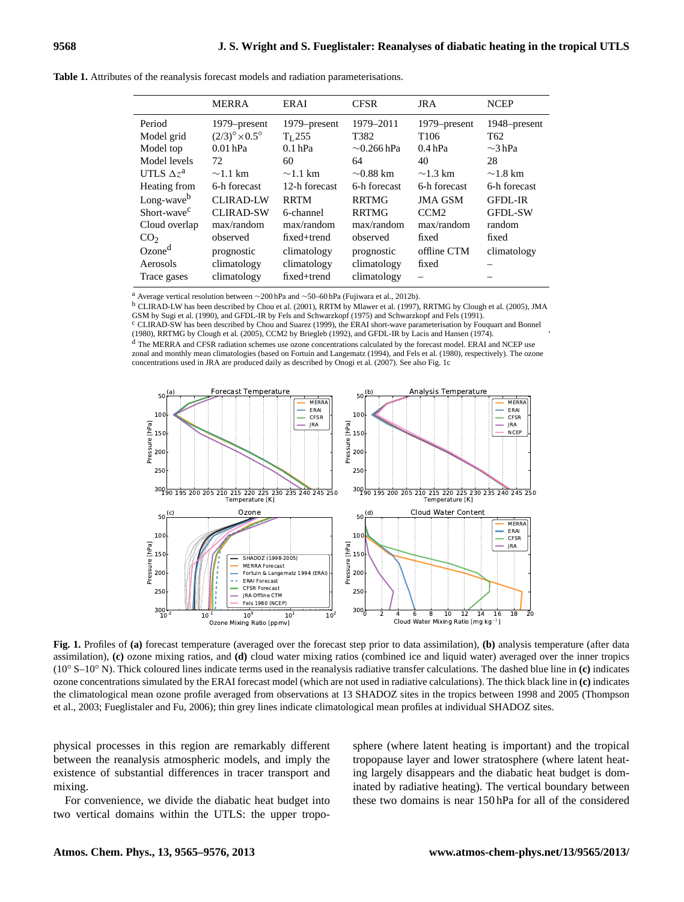**Table 1.** Attributes of the reanalysis forecast models and radiation parameterisations.

| | MERRA | ERAI | CFSR | JRA | NCEP |
|---|---|---|---|---|---|
| Period | 1979–present | 1979–present | 1979–2011 | 1979–present | 1948–present |
| Model grid | $(2/3)^{\circ}\times 0.5^{\circ}$ | $T_L255$ | T382 | T106 | T62 |
| Model top | 0.01 hPa | 0.1 hPa | ∼0.266 hPa | 0.4 hPa | ∼3 hPa |
| Model levels | 72 | 60 | 64 | 40 | 28 |
| UTLS $\Delta z$[a] | ∼1.1 km | ∼1.1 km | ∼0.88 km | ∼1.3 km | ∼1.8 km |
| Heating from | 6-h forecast | 12-h forecast | 6-h forecast | 6-h forecast | 6-h forecast |
| Long-wave[b] | CLIRAD-LW | RRTM | RRTMG | JMA GSM | GFDL-IR |
| Short-wave[c] | CLIRAD-SW | 6-channel | RRTMG | CCM2 | GFDL-SW |
| Cloud overlap | max/random | max/random | max/random | max/random | random |
| $CO_2$ | observed | fixed+trend | observed | fixed | fixed |
| Ozone[d] | prognostic | climatology | prognostic | offline CTM | climatology |
| Aerosols | climatology | climatology | climatology | fixed | – |
| Trace gases | climatology | fixed+trend | climatology | – | – |

[a] Average vertical resolution between ∼200 hPa and ∼50–60 hPa (Fujiwara et al., 2012b).
[b] CLIRAD-LW has been described by Chou et al. (2001), RRTM by Mlawer et al. (1997), RRTMG by Clough et al. (2005), JMA GSM by Sugi et al. (1990), and GFDL-IR by Fels and Schwarzkopf (1975) and Schwarzkopf and Fels (1991).
[c] CLIRAD-SW has been described by Chou and Suarez (1999), the ERAI short-wave parameterisation by Fouquart and Bonnel (1980), RRTMG by Clough et al. (2005), CCM2 by Briegleb (1992), and GFDL-IR by Lacis and Hansen (1974).
[d] The MERRA and CFSR radiation schemes use ozone concentrations calculated by the forecast model. ERAI and NCEP use zonal and monthly mean climatologies (based on Fortuin and Langematz (1994), and Fels et al. (1980), respectively). The ozone concentrations used in JRA are produced daily as described by Onogi et al. (2007). See also Fig. 1c

**Fig. 1.** Profiles of **(a)** forecast temperature (averaged over the forecast step prior to data assimilation), **(b)** analysis temperature (after data assimilation), **(c)** ozone mixing ratios, and **(d)** cloud water mixing ratios (combined ice and liquid water) averaged over the inner tropics (10° S–10° N). Thick coloured lines indicate terms used in the reanalysis radiative transfer calculations. The dashed blue line in **(c)** indicates ozone concentrations simulated by the ERAI forecast model (which are not used in radiative calculations). The thick black line in **(c)** indicates the climatological mean ozone profile averaged from observations at 13 SHADOZ sites in the tropics between 1998 and 2005 (Thompson et al., 2003; Fueglistaler and Fu, 2006); thin grey lines indicate climatological mean profiles at individual SHADOZ sites.

physical processes in this region are remarkably different between the reanalysis atmospheric models, and imply the existence of substantial differences in tracer transport and mixing.

For convenience, we divide the diabatic heat budget into two vertical domains within the UTLS: the upper troposphere (where latent heating is important) and the tropical tropopause layer and lower stratosphere (where latent heating largely disappears and the diabatic heat budget is dominated by radiative heating). The vertical boundary between these two domains is near 150 hPa for all of the considered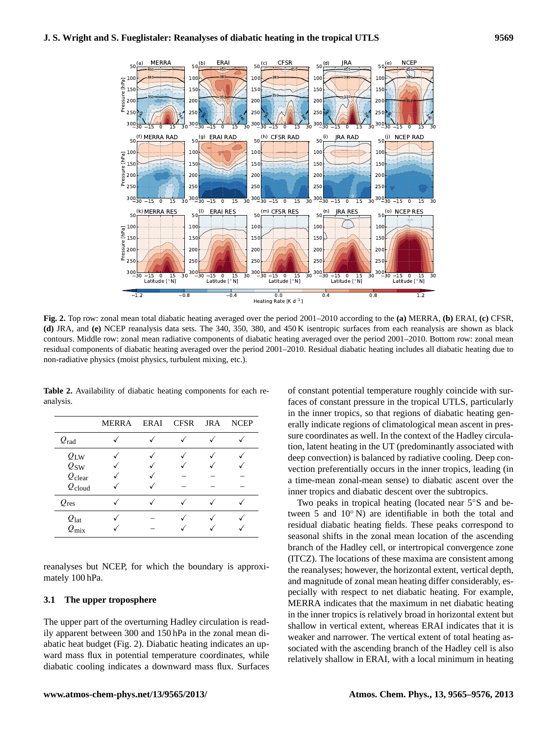**Fig. 2.** Top row: zonal mean total diabatic heating averaged over the period 2001–2010 according to the **(a)** MERRA, **(b)** ERAI, **(c)** CFSR, **(d)** JRA, and **(e)** NCEP reanalysis data sets. The 340, 350, 380, and 450 K isentropic surfaces from each reanalysis are shown as black contours. Middle row: zonal mean radiative components of diabatic heating averaged over the period 2001–2010. Bottom row: zonal mean residual components of diabatic heating averaged over the period 2001–2010. Residual diabatic heating includes all diabatic heating due to non-radiative physics (moist physics, turbulent mixing, etc.).

**Table 2.** Availability of diabatic heating components for each reanalysis.

| | MERRA | ERAI | CFSR | JRA | NCEP |
|---|---|---|---|---|---|
| $Q_{\mathrm{rad}}$ | ✓ | ✓ | ✓ | ✓ | ✓ |
| $Q_{\mathrm{LW}}$ | ✓ | ✓ | ✓ | ✓ | ✓ |
| $Q_{\mathrm{SW}}$ | ✓ | ✓ | ✓ | ✓ | ✓ |
| $Q_{\mathrm{clear}}$ | ✓ | ✓ | – | – | – |
| $Q_{\mathrm{cloud}}$ | ✓ | ✓ | – | – | – |
| $Q_{\mathrm{res}}$ | ✓ | ✓ | ✓ | ✓ | ✓ |
| $Q_{\mathrm{lat}}$ | ✓ | – | ✓ | ✓ | ✓ |
| $Q_{\mathrm{mix}}$ | ✓ | – | ✓ | ✓ | ✓ |

reanalyses but NCEP, for which the boundary is approximately 100 hPa.

### 3.1 The upper troposphere

The upper part of the overturning Hadley circulation is readily apparent between 300 and 150 hPa in the zonal mean diabatic heat budget (Fig. 2). Diabatic heating indicates an upward mass flux in potential temperature coordinates, while diabatic cooling indicates a downward mass flux. Surfaces of constant potential temperature roughly coincide with surfaces of constant pressure in the tropical UTLS, particularly in the inner tropics, so that regions of diabatic heating generally indicate regions of climatological mean ascent in pressure coordinates as well. In the context of the Hadley circulation, latent heating in the UT (predominantly associated with deep convection) is balanced by radiative cooling. Deep convection preferentially occurs in the inner tropics, leading (in a time-mean zonal-mean sense) to diabatic ascent over the inner tropics and diabatic descent over the subtropics.

Two peaks in tropical heating (located near 5° S and between 5 and 10° N) are identifiable in both the total and residual diabatic heating fields. These peaks correspond to seasonal shifts in the zonal mean location of the ascending branch of the Hadley cell, or intertropical convergence zone (ITCZ). The locations of these maxima are consistent among the reanalyses; however, the horizontal extent, vertical depth, and magnitude of zonal mean heating differ considerably, especially with respect to net diabatic heating. For example, MERRA indicates that the maximum in net diabatic heating in the inner tropics is relatively broad in horizontal extent but shallow in vertical extent, whereas ERAI indicates that it is weaker and narrower. The vertical extent of total heating associated with the ascending branch of the Hadley cell is also relatively shallow in ERAI, with a local minimum in heating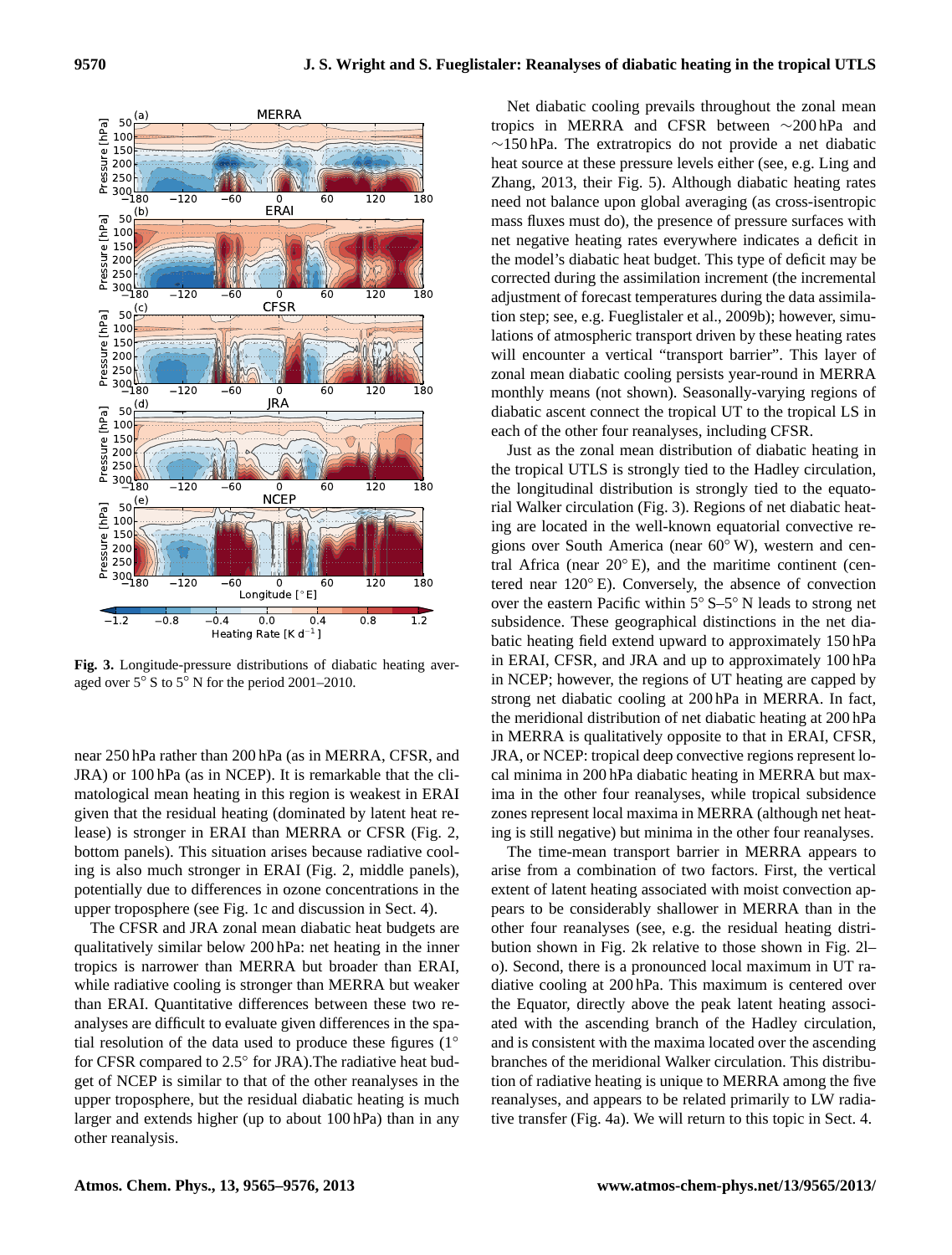**Fig. 3.** Longitude-pressure distributions of diabatic heating averaged over 5° S to 5° N for the period 2001–2010.

near 250 hPa rather than 200 hPa (as in MERRA, CFSR, and JRA) or 100 hPa (as in NCEP). It is remarkable that the climatological mean heating in this region is weakest in ERAI given that the residual heating (dominated by latent heat release) is stronger in ERAI than MERRA or CFSR (Fig. 2, bottom panels). This situation arises because radiative cooling is also much stronger in ERAI (Fig. 2, middle panels), potentially due to differences in ozone concentrations in the upper troposphere (see Fig. 1c and discussion in Sect. 4).

The CFSR and JRA zonal mean diabatic heat budgets are qualitatively similar below 200 hPa: net heating in the inner tropics is narrower than MERRA but broader than ERAI, while radiative cooling is stronger than MERRA but weaker than ERAI. Quantitative differences between these two reanalyses are difficult to evaluate given differences in the spatial resolution of the data used to produce these figures (1° for CFSR compared to 2.5° for JRA).The radiative heat budget of NCEP is similar to that of the other reanalyses in the upper troposphere, but the residual diabatic heating is much larger and extends higher (up to about 100 hPa) than in any other reanalysis.

Net diabatic cooling prevails throughout the zonal mean tropics in MERRA and CFSR between ∼200 hPa and ∼150 hPa. The extratropics do not provide a net diabatic heat source at these pressure levels either (see, e.g. Ling and Zhang, 2013, their Fig. 5). Although diabatic heating rates need not balance upon global averaging (as cross-isentropic mass fluxes must do), the presence of pressure surfaces with net negative heating rates everywhere indicates a deficit in the model's diabatic heat budget. This type of deficit may be corrected during the assimilation increment (the incremental adjustment of forecast temperatures during the data assimilation step; see, e.g. Fueglistaler et al., 2009b); however, simulations of atmospheric transport driven by these heating rates will encounter a vertical "transport barrier". This layer of zonal mean diabatic cooling persists year-round in MERRA monthly means (not shown). Seasonally-varying regions of diabatic ascent connect the tropical UT to the tropical LS in each of the other four reanalyses, including CFSR.

Just as the zonal mean distribution of diabatic heating in the tropical UTLS is strongly tied to the Hadley circulation, the longitudinal distribution is strongly tied to the equatorial Walker circulation (Fig. 3). Regions of net diabatic heating are located in the well-known equatorial convective regions over South America (near 60° W), western and central Africa (near 20° E), and the maritime continent (centered near 120° E). Conversely, the absence of convection over the eastern Pacific within 5° S–5° N leads to strong net subsidence. These geographical distinctions in the net diabatic heating field extend upward to approximately 150 hPa in ERAI, CFSR, and JRA and up to approximately 100 hPa in NCEP; however, the regions of UT heating are capped by strong net diabatic cooling at 200 hPa in MERRA. In fact, the meridional distribution of net diabatic heating at 200 hPa in MERRA is qualitatively opposite to that in ERAI, CFSR, JRA, or NCEP: tropical deep convective regions represent local minima in 200 hPa diabatic heating in MERRA but maxima in the other four reanalyses, while tropical subsidence zones represent local maxima in MERRA (although net heating is still negative) but minima in the other four reanalyses.

The time-mean transport barrier in MERRA appears to arise from a combination of two factors. First, the vertical extent of latent heating associated with moist convection appears to be considerably shallower in MERRA than in the other four reanalyses (see, e.g. the residual heating distribution shown in Fig. 2k relative to those shown in Fig. 2l–o). Second, there is a pronounced local maximum in UT radiative cooling at 200 hPa. This maximum is centered over the Equator, directly above the peak latent heating associated with the ascending branch of the Hadley circulation, and is consistent with the maxima located over the ascending branches of the meridional Walker circulation. This distribution of radiative heating is unique to MERRA among the five reanalyses, and appears to be related primarily to LW radiative transfer (Fig. 4a). We will return to this topic in Sect. 4.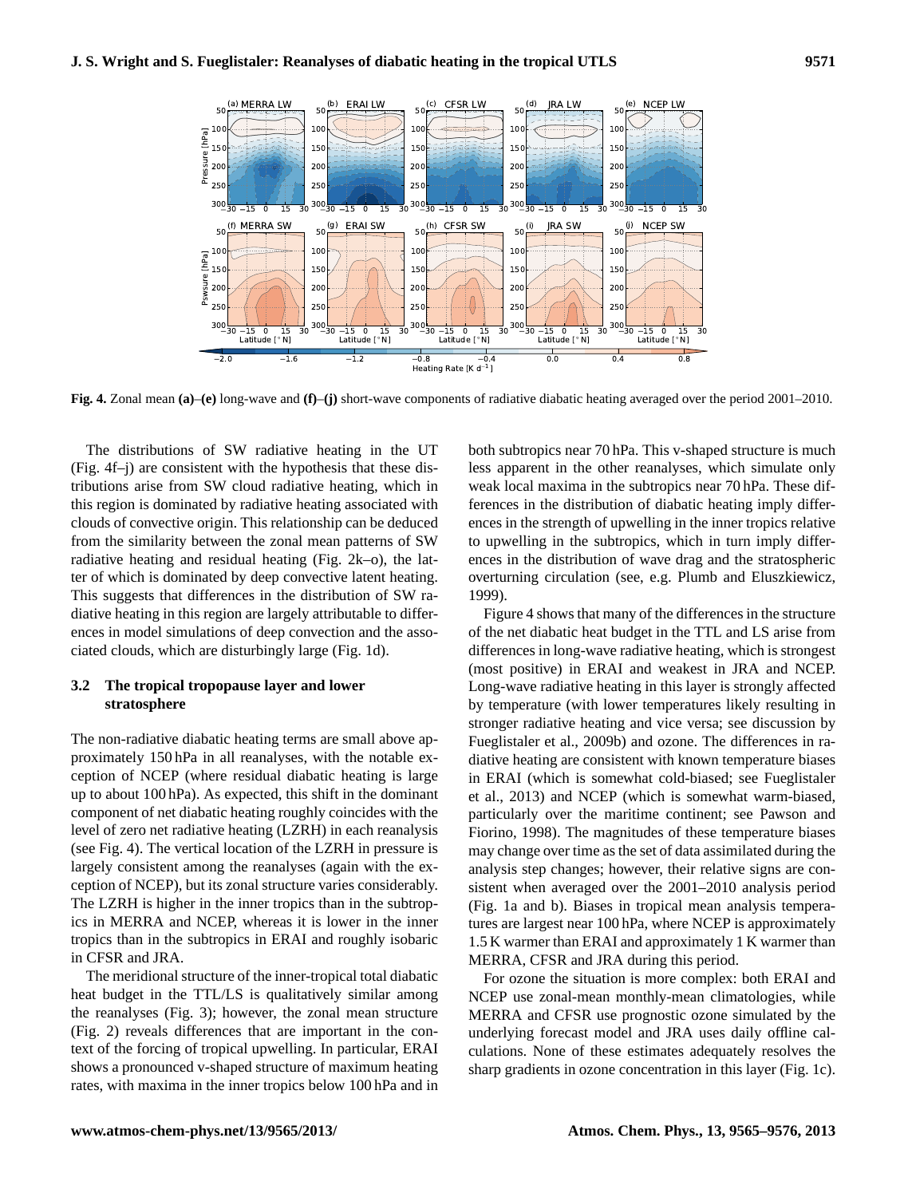**Fig. 4.** Zonal mean **(a)–(e)** long-wave and **(f)–(j)** short-wave components of radiative diabatic heating averaged over the period 2001–2010.

The distributions of SW radiative heating in the UT (Fig. 4f–j) are consistent with the hypothesis that these distributions arise from SW cloud radiative heating, which in this region is dominated by radiative heating associated with clouds of convective origin. This relationship can be deduced from the similarity between the zonal mean patterns of SW radiative heating and residual heating (Fig. 2k–o), the latter of which is dominated by deep convective latent heating. This suggests that differences in the distribution of SW radiative heating in this region are largely attributable to differences in model simulations of deep convection and the associated clouds, which are disturbingly large (Fig. 1d).

### 3.2 The tropical tropopause layer and lower stratosphere

The non-radiative diabatic heating terms are small above approximately 150 hPa in all reanalyses, with the notable exception of NCEP (where residual diabatic heating is large up to about 100 hPa). As expected, this shift in the dominant component of net diabatic heating roughly coincides with the level of zero net radiative heating (LZRH) in each reanalysis (see Fig. 4). The vertical location of the LZRH in pressure is largely consistent among the reanalyses (again with the exception of NCEP), but its zonal structure varies considerably. The LZRH is higher in the inner tropics than in the subtropics in MERRA and NCEP, whereas it is lower in the inner tropics than in the subtropics in ERAI and roughly isobaric in CFSR and JRA.

The meridional structure of the inner-tropical total diabatic heat budget in the TTL/LS is qualitatively similar among the reanalyses (Fig. 3); however, the zonal mean structure (Fig. 2) reveals differences that are important in the context of the forcing of tropical upwelling. In particular, ERAI shows a pronounced v-shaped structure of maximum heating rates, with maxima in the inner tropics below 100 hPa and in both subtropics near 70 hPa. This v-shaped structure is much less apparent in the other reanalyses, which simulate only weak local maxima in the subtropics near 70 hPa. These differences in the distribution of diabatic heating imply differences in the strength of upwelling in the inner tropics relative to upwelling in the subtropics, which in turn imply differences in the distribution of wave drag and the stratospheric overturning circulation (see, e.g. Plumb and Eluszkiewicz, 1999).

Figure 4 shows that many of the differences in the structure of the net diabatic heat budget in the TTL and LS arise from differences in long-wave radiative heating, which is strongest (most positive) in ERAI and weakest in JRA and NCEP. Long-wave radiative heating in this layer is strongly affected by temperature (with lower temperatures likely resulting in stronger radiative heating and vice versa; see discussion by Fueglistaler et al., 2009b) and ozone. The differences in radiative heating are consistent with known temperature biases in ERAI (which is somewhat cold-biased; see Fueglistaler et al., 2013) and NCEP (which is somewhat warm-biased, particularly over the maritime continent; see Pawson and Fiorino, 1998). The magnitudes of these temperature biases may change over time as the set of data assimilated during the analysis step changes; however, their relative signs are consistent when averaged over the 2001–2010 analysis period (Fig. 1a and b). Biases in tropical mean analysis temperatures are largest near 100 hPa, where NCEP is approximately 1.5 K warmer than ERAI and approximately 1 K warmer than MERRA, CFSR and JRA during this period.

For ozone the situation is more complex: both ERAI and NCEP use zonal-mean monthly-mean climatologies, while MERRA and CFSR use prognostic ozone simulated by the underlying forecast model and JRA uses daily offline calculations. None of these estimates adequately resolves the sharp gradients in ozone concentration in this layer (Fig. 1c).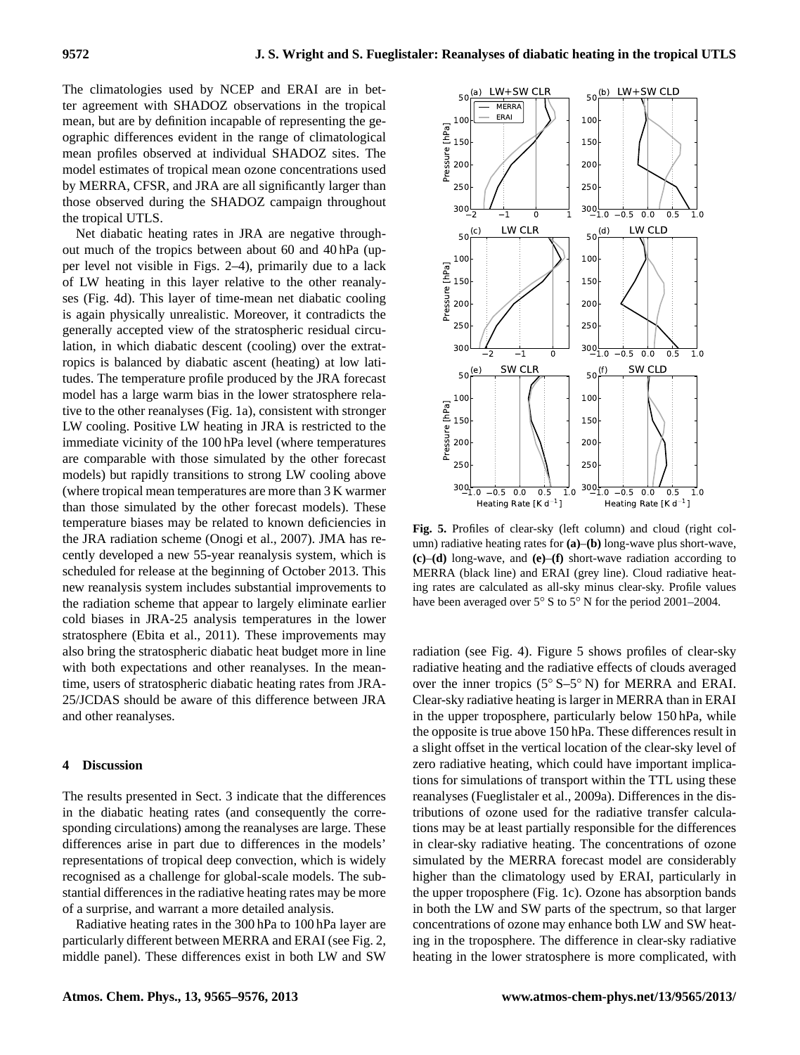The climatologies used by NCEP and ERAI are in better agreement with SHADOZ observations in the tropical mean, but are by definition incapable of representing the geographic differences evident in the range of climatological mean profiles observed at individual SHADOZ sites. The model estimates of tropical mean ozone concentrations used by MERRA, CFSR, and JRA are all significantly larger than those observed during the SHADOZ campaign throughout the tropical UTLS.

Net diabatic heating rates in JRA are negative throughout much of the tropics between about 60 and 40 hPa (upper level not visible in Figs. 2–4), primarily due to a lack of LW heating in this layer relative to the other reanalyses (Fig. 4d). This layer of time-mean net diabatic cooling is again physically unrealistic. Moreover, it contradicts the generally accepted view of the stratospheric residual circulation, in which diabatic descent (cooling) over the extratropics is balanced by diabatic ascent (heating) at low latitudes. The temperature profile produced by the JRA forecast model has a large warm bias in the lower stratosphere relative to the other reanalyses (Fig. 1a), consistent with stronger LW cooling. Positive LW heating in JRA is restricted to the immediate vicinity of the 100 hPa level (where temperatures are comparable with those simulated by the other forecast models) but rapidly transitions to strong LW cooling above (where tropical mean temperatures are more than 3 K warmer than those simulated by the other forecast models). These temperature biases may be related to known deficiencies in the JRA radiation scheme (Onogi et al., 2007). JMA has recently developed a new 55-year reanalysis system, which is scheduled for release at the beginning of October 2013. This new reanalysis system includes substantial improvements to the radiation scheme that appear to largely eliminate earlier cold biases in JRA-25 analysis temperatures in the lower stratosphere (Ebita et al., 2011). These improvements may also bring the stratospheric diabatic heat budget more in line with both expectations and other reanalyses. In the meantime, users of stratospheric diabatic heating rates from JRA-25/JCDAS should be aware of this difference between JRA and other reanalyses.

## 4 Discussion

The results presented in Sect. 3 indicate that the differences in the diabatic heating rates (and consequently the corresponding circulations) among the reanalyses are large. These differences arise in part due to differences in the models' representations of tropical deep convection, which is widely recognised as a challenge for global-scale models. The substantial differences in the radiative heating rates may be more of a surprise, and warrant a more detailed analysis.

Radiative heating rates in the 300 hPa to 100 hPa layer are particularly different between MERRA and ERAI (see Fig. 2, middle panel). These differences exist in both LW and SW radiation (see Fig. 4). Figure 5 shows profiles of clear-sky radiative heating and the radiative effects of clouds averaged over the inner tropics (5° S–5° N) for MERRA and ERAI. Clear-sky radiative heating is larger in MERRA than in ERAI in the upper troposphere, particularly below 150 hPa, while the opposite is true above 150 hPa. These differences result in a slight offset in the vertical location of the clear-sky level of zero radiative heating, which could have important implications for simulations of transport within the TTL using these reanalyses (Fueglistaler et al., 2009a). Differences in the distributions of ozone used for the radiative transfer calculations may be at least partially responsible for the differences in clear-sky radiative heating. The concentrations of ozone simulated by the MERRA forecast model are considerably higher than the climatology used by ERAI, particularly in the upper troposphere (Fig. 1c). Ozone has absorption bands in both the LW and SW parts of the spectrum, so that larger concentrations of ozone may enhance both LW and SW heating in the troposphere. The difference in clear-sky radiative heating in the lower stratosphere is more complicated, with

**Fig. 5.** Profiles of clear-sky (left column) and cloud (right column) radiative heating rates for **(a)**–**(b)** long-wave plus short-wave, **(c)**–**(d)** long-wave, and **(e)**–**(f)** short-wave radiation according to MERRA (black line) and ERAI (grey line). Cloud radiative heating rates are calculated as all-sky minus clear-sky. Profile values have been averaged over 5° S to 5° N for the period 2001–2004.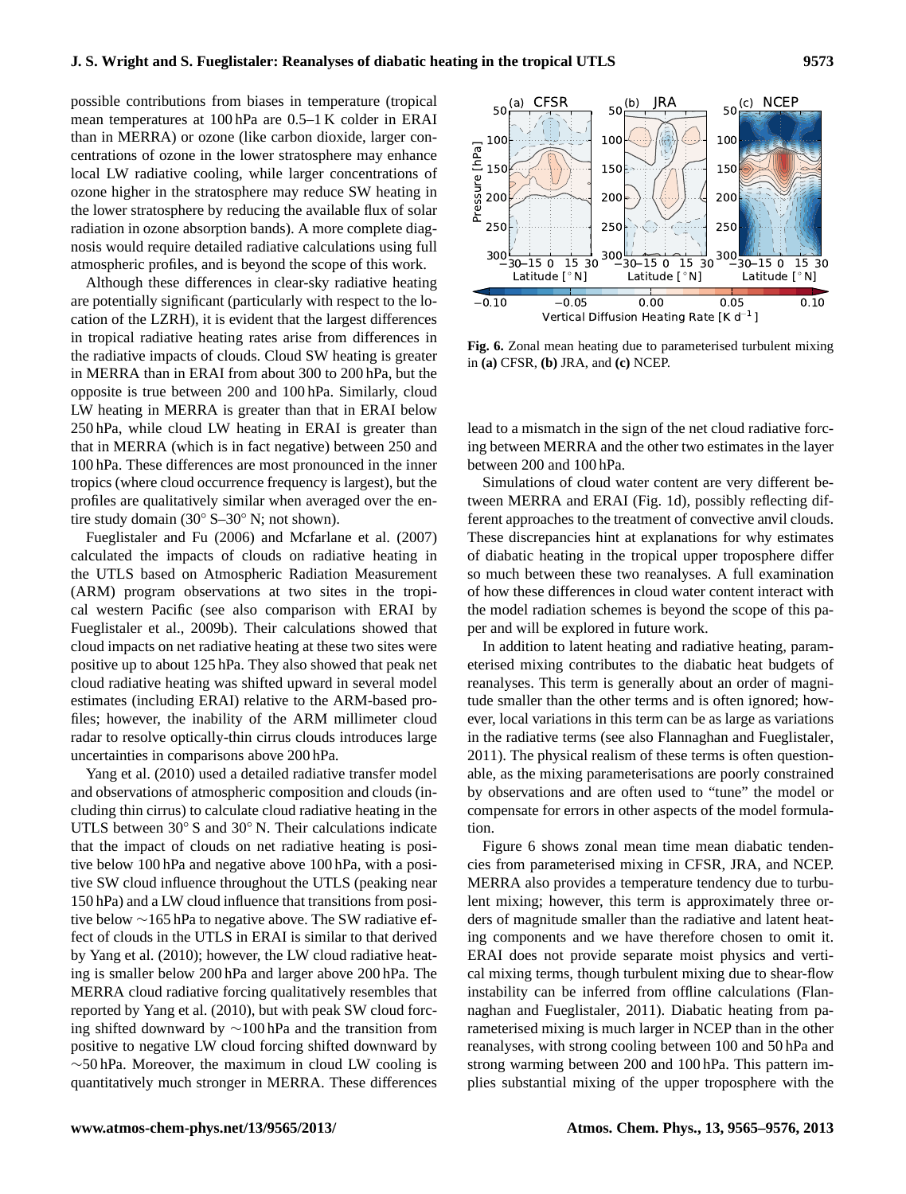possible contributions from biases in temperature (tropical mean temperatures at 100 hPa are 0.5–1 K colder in ERAI than in MERRA) or ozone (like carbon dioxide, larger concentrations of ozone in the lower stratosphere may enhance local LW radiative cooling, while larger concentrations of ozone higher in the stratosphere may reduce SW heating in the lower stratosphere by reducing the available flux of solar radiation in ozone absorption bands). A more complete diagnosis would require detailed radiative calculations using full atmospheric profiles, and is beyond the scope of this work.

Although these differences in clear-sky radiative heating are potentially significant (particularly with respect to the location of the LZRH), it is evident that the largest differences in tropical radiative heating rates arise from differences in the radiative impacts of clouds. Cloud SW heating is greater in MERRA than in ERAI from about 300 to 200 hPa, but the opposite is true between 200 and 100 hPa. Similarly, cloud LW heating in MERRA is greater than that in ERAI below 250 hPa, while cloud LW heating in ERAI is greater than that in MERRA (which is in fact negative) between 250 and 100 hPa. These differences are most pronounced in the inner tropics (where cloud occurrence frequency is largest), but the profiles are qualitatively similar when averaged over the entire study domain (30° S–30° N; not shown).

Fueglistaler and Fu (2006) and Mcfarlane et al. (2007) calculated the impacts of clouds on radiative heating in the UTLS based on Atmospheric Radiation Measurement (ARM) program observations at two sites in the tropical western Pacific (see also comparison with ERAI by Fueglistaler et al., 2009b). Their calculations showed that cloud impacts on net radiative heating at these two sites were positive up to about 125 hPa. They also showed that peak net cloud radiative heating was shifted upward in several model estimates (including ERAI) relative to the ARM-based profiles; however, the inability of the ARM millimeter cloud radar to resolve optically-thin cirrus clouds introduces large uncertainties in comparisons above 200 hPa.

Yang et al. (2010) used a detailed radiative transfer model and observations of atmospheric composition and clouds (including thin cirrus) to calculate cloud radiative heating in the UTLS between 30° S and 30° N. Their calculations indicate that the impact of clouds on net radiative heating is positive below 100 hPa and negative above 100 hPa, with a positive SW cloud influence throughout the UTLS (peaking near 150 hPa) and a LW cloud influence that transitions from positive below ∼165 hPa to negative above. The SW radiative effect of clouds in the UTLS in ERAI is similar to that derived by Yang et al. (2010); however, the LW cloud radiative heating is smaller below 200 hPa and larger above 200 hPa. The MERRA cloud radiative forcing qualitatively resembles that reported by Yang et al. (2010), but with peak SW cloud forcing shifted downward by ∼100 hPa and the transition from positive to negative LW cloud forcing shifted downward by ∼50 hPa. Moreover, the maximum in cloud LW cooling is quantitatively much stronger in MERRA. These differences lead to a mismatch in the sign of the net cloud radiative forcing between MERRA and the other two estimates in the layer between 200 and 100 hPa.

**Fig. 6.** Zonal mean heating due to parameterised turbulent mixing in **(a)** CFSR, **(b)** JRA, and **(c)** NCEP.

Simulations of cloud water content are very different between MERRA and ERAI (Fig. 1d), possibly reflecting different approaches to the treatment of convective anvil clouds. These discrepancies hint at explanations for why estimates of diabatic heating in the tropical upper troposphere differ so much between these two reanalyses. A full examination of how these differences in cloud water content interact with the model radiation schemes is beyond the scope of this paper and will be explored in future work.

In addition to latent heating and radiative heating, parameterised mixing contributes to the diabatic heat budgets of reanalyses. This term is generally about an order of magnitude smaller than the other terms and is often ignored; however, local variations in this term can be as large as variations in the radiative terms (see also Flannaghan and Fueglistaler, 2011). The physical realism of these terms is often questionable, as the mixing parameterisations are poorly constrained by observations and are often used to "tune" the model or compensate for errors in other aspects of the model formulation.

Figure 6 shows zonal mean time mean diabatic tendencies from parameterised mixing in CFSR, JRA, and NCEP. MERRA also provides a temperature tendency due to turbulent mixing; however, this term is approximately three orders of magnitude smaller than the radiative and latent heating components and we have therefore chosen to omit it. ERAI does not provide separate moist physics and vertical mixing terms, though turbulent mixing due to shear-flow instability can be inferred from offline calculations (Flannaghan and Fueglistaler, 2011). Diabatic heating from parameterised mixing is much larger in NCEP than in the other reanalyses, with strong cooling between 100 and 50 hPa and strong warming between 200 and 100 hPa. This pattern implies substantial mixing of the upper troposphere with the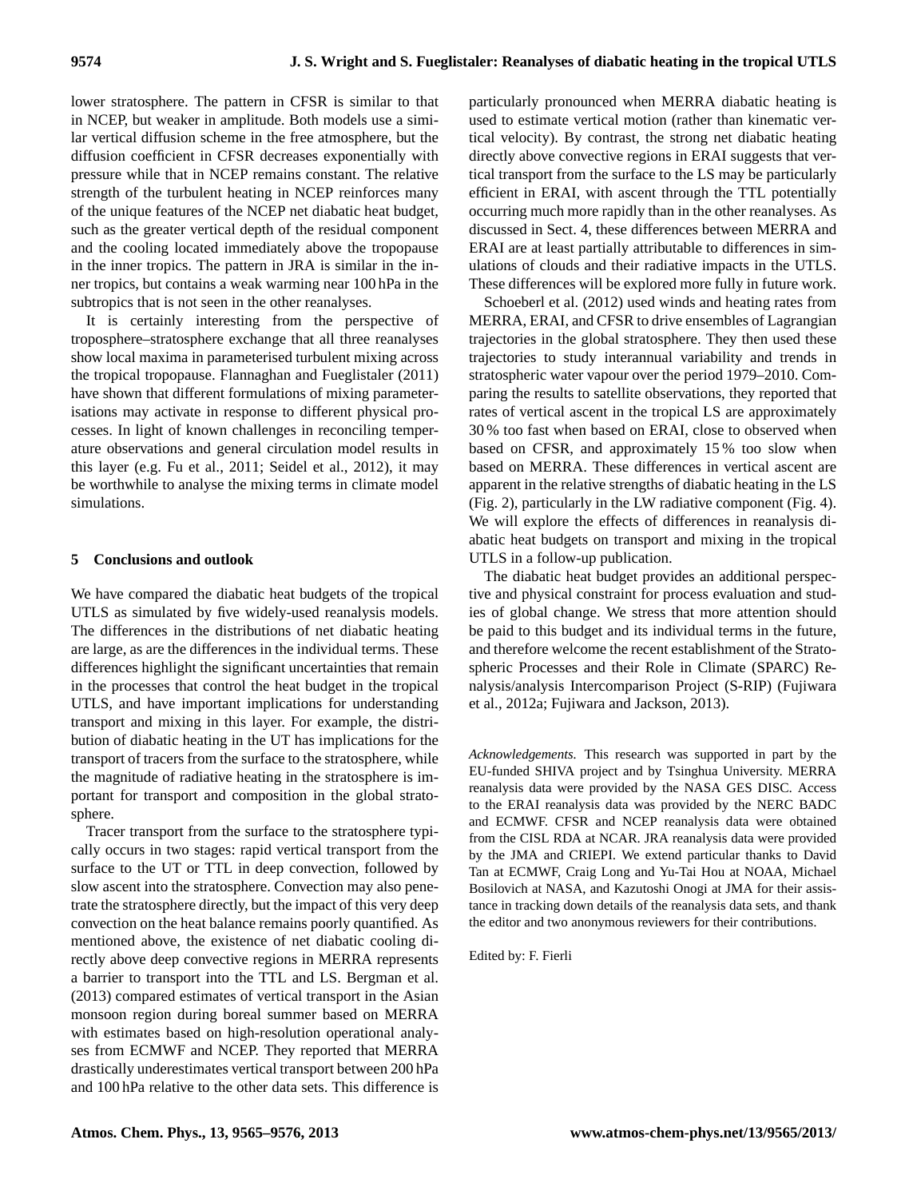lower stratosphere. The pattern in CFSR is similar to that in NCEP, but weaker in amplitude. Both models use a similar vertical diffusion scheme in the free atmosphere, but the diffusion coefficient in CFSR decreases exponentially with pressure while that in NCEP remains constant. The relative strength of the turbulent heating in NCEP reinforces many of the unique features of the NCEP net diabatic heat budget, such as the greater vertical depth of the residual component and the cooling located immediately above the tropopause in the inner tropics. The pattern in JRA is similar in the inner tropics, but contains a weak warming near 100 hPa in the subtropics that is not seen in the other reanalyses.

It is certainly interesting from the perspective of troposphere–stratosphere exchange that all three reanalyses show local maxima in parameterised turbulent mixing across the tropical tropopause. Flannaghan and Fueglistaler (2011) have shown that different formulations of mixing parameterisations may activate in response to different physical processes. In light of known challenges in reconciling temperature observations and general circulation model results in this layer (e.g. Fu et al., 2011; Seidel et al., 2012), it may be worthwhile to analyse the mixing terms in climate model simulations.

## 5 Conclusions and outlook

We have compared the diabatic heat budgets of the tropical UTLS as simulated by five widely-used reanalysis models. The differences in the distributions of net diabatic heating are large, as are the differences in the individual terms. These differences highlight the significant uncertainties that remain in the processes that control the heat budget in the tropical UTLS, and have important implications for understanding transport and mixing in this layer. For example, the distribution of diabatic heating in the UT has implications for the transport of tracers from the surface to the stratosphere, while the magnitude of radiative heating in the stratosphere is important for transport and composition in the global stratosphere.

Tracer transport from the surface to the stratosphere typically occurs in two stages: rapid vertical transport from the surface to the UT or TTL in deep convection, followed by slow ascent into the stratosphere. Convection may also penetrate the stratosphere directly, but the impact of this very deep convection on the heat balance remains poorly quantified. As mentioned above, the existence of net diabatic cooling directly above deep convective regions in MERRA represents a barrier to transport into the TTL and LS. Bergman et al. (2013) compared estimates of vertical transport in the Asian monsoon region during boreal summer based on MERRA with estimates based on high-resolution operational analyses from ECMWF and NCEP. They reported that MERRA drastically underestimates vertical transport between 200 hPa and 100 hPa relative to the other data sets. This difference is particularly pronounced when MERRA diabatic heating is used to estimate vertical motion (rather than kinematic vertical velocity). By contrast, the strong net diabatic heating directly above convective regions in ERAI suggests that vertical transport from the surface to the LS may be particularly efficient in ERAI, with ascent through the TTL potentially occurring much more rapidly than in the other reanalyses. As discussed in Sect. 4, these differences between MERRA and ERAI are at least partially attributable to differences in simulations of clouds and their radiative impacts in the UTLS. These differences will be explored more fully in future work.

Schoeberl et al. (2012) used winds and heating rates from MERRA, ERAI, and CFSR to drive ensembles of Lagrangian trajectories in the global stratosphere. They then used these trajectories to study interannual variability and trends in stratospheric water vapour over the period 1979–2010. Comparing the results to satellite observations, they reported that rates of vertical ascent in the tropical LS are approximately 30 % too fast when based on ERAI, close to observed when based on CFSR, and approximately 15 % too slow when based on MERRA. These differences in vertical ascent are apparent in the relative strengths of diabatic heating in the LS (Fig. 2), particularly in the LW radiative component (Fig. 4). We will explore the effects of differences in reanalysis diabatic heat budgets on transport and mixing in the tropical UTLS in a follow-up publication.

The diabatic heat budget provides an additional perspective and physical constraint for process evaluation and studies of global change. We stress that more attention should be paid to this budget and its individual terms in the future, and therefore welcome the recent establishment of the Stratospheric Processes and their Role in Climate (SPARC) Reanalysis/analysis Intercomparison Project (S-RIP) (Fujiwara et al., 2012a; Fujiwara and Jackson, 2013).

*Acknowledgements.* This research was supported in part by the EU-funded SHIVA project and by Tsinghua University. MERRA reanalysis data were provided by the NASA GES DISC. Access to the ERAI reanalysis data was provided by the NERC BADC and ECMWF. CFSR and NCEP reanalysis data were obtained from the CISL RDA at NCAR. JRA reanalysis data were provided by the JMA and CRIEPI. We extend particular thanks to David Tan at ECMWF, Craig Long and Yu-Tai Hou at NOAA, Michael Bosilovich at NASA, and Kazutoshi Onogi at JMA for their assistance in tracking down details of the reanalysis data sets, and thank the editor and two anonymous reviewers for their contributions.

Edited by: F. Fierli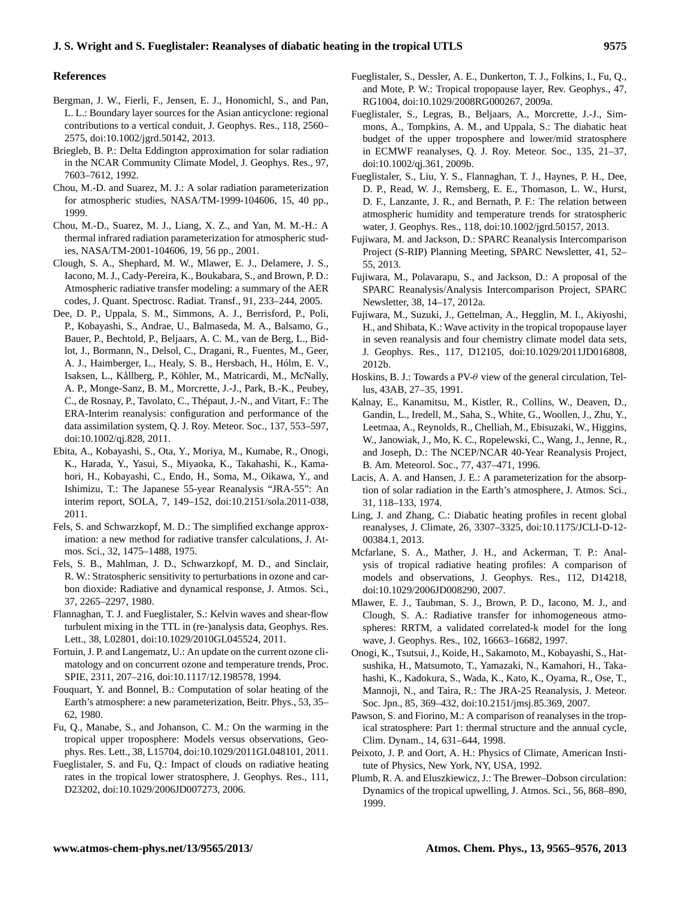## References

Bergman, J. W., Fierli, F., Jensen, E. J., Honomichl, S., and Pan, L. L.: Boundary layer sources for the Asian anticyclone: regional contributions to a vertical conduit, J. Geophys. Res., 118, 2560–2575, doi:10.1002/jgrd.50142, 2013.

Briegleb, B. P.: Delta Eddington approximation for solar radiation in the NCAR Community Climate Model, J. Geophys. Res., 97, 7603–7612, 1992.

Chou, M.-D. and Suarez, M. J.: A solar radiation parameterization for atmospheric studies, NASA/TM-1999-104606, 15, 40 pp., 1999.

Chou, M.-D., Suarez, M. J., Liang, X. Z., and Yan, M. M.-H.: A thermal infrared radiation parameterization for atmospheric studies, NASA/TM-2001-104606, 19, 56 pp., 2001.

Clough, S. A., Shephard, M. W., Mlawer, E. J., Delamere, J. S., Iacono, M. J., Cady-Pereira, K., Boukabara, S., and Brown, P. D.: Atmospheric radiative transfer modeling: a summary of the AER codes, J. Quant. Spectrosc. Radiat. Transf., 91, 233–244, 2005.

Dee, D. P., Uppala, S. M., Simmons, A. J., Berrisford, P., Poli, P., Kobayashi, S., Andrae, U., Balmaseda, M. A., Balsamo, G., Bauer, P., Bechtold, P., Beljaars, A. C. M., van de Berg, L., Bidlot, J., Bormann, N., Delsol, C., Dragani, R., Fuentes, M., Geer, A. J., Haimberger, L., Healy, S. B., Hersbach, H., Hólm, E. V., Isaksen, L., Kållberg, P., Köhler, M., Matricardi, M., McNally, A. P., Monge-Sanz, B. M., Morcrette, J.-J., Park, B.-K., Peubey, C., de Rosnay, P., Tavolato, C., Thépaut, J.-N., and Vitart, F.: The ERA-Interim reanalysis: configuration and performance of the data assimilation system, Q. J. Roy. Meteor. Soc., 137, 553–597, doi:10.1002/qj.828, 2011.

Ebita, A., Kobayashi, S., Ota, Y., Moriya, M., Kumabe, R., Onogi, K., Harada, Y., Yasui, S., Miyaoka, K., Takahashi, K., Kamahori, H., Kobayashi, C., Endo, H., Soma, M., Oikawa, Y., and Ishimizu, T.: The Japanese 55-year Reanalysis "JRA-55": An interim report, SOLA, 7, 149–152, doi:10.2151/sola.2011-038, 2011.

Fels, S. and Schwarzkopf, M. D.: The simplified exchange approximation: a new method for radiative transfer calculations, J. Atmos. Sci., 32, 1475–1488, 1975.

Fels, S. B., Mahlman, J. D., Schwarzkopf, M. D., and Sinclair, R. W.: Stratospheric sensitivity to perturbations in ozone and carbon dioxide: Radiative and dynamical response, J. Atmos. Sci., 37, 2265–2297, 1980.

Flannaghan, T. J. and Fueglistaler, S.: Kelvin waves and shear-flow turbulent mixing in the TTL in (re-)analysis data, Geophys. Res. Lett., 38, L02801, doi:10.1029/2010GL045524, 2011.

Fortuin, J. P. and Langematz, U.: An update on the current ozone climatology and on concurrent ozone and temperature trends, Proc. SPIE, 2311, 207–216, doi:10.1117/12.198578, 1994.

Fouquart, Y. and Bonnel, B.: Computation of solar heating of the Earth's atmosphere: a new parameterization, Beitr. Phys., 53, 35–62, 1980.

Fu, Q., Manabe, S., and Johanson, C. M.: On the warming in the tropical upper troposphere: Models versus observations, Geophys. Res. Lett., 38, L15704, doi:10.1029/2011GL048101, 2011.

Fueglistaler, S. and Fu, Q.: Impact of clouds on radiative heating rates in the tropical lower stratosphere, J. Geophys. Res., 111, D23202, doi:10.1029/2006JD007273, 2006.

Fueglistaler, S., Dessler, A. E., Dunkerton, T. J., Folkins, I., Fu, Q., and Mote, P. W.: Tropical tropopause layer, Rev. Geophys., 47, RG1004, doi:10.1029/2008RG000267, 2009a.

Fueglistaler, S., Legras, B., Beljaars, A., Morcrette, J.-J., Simmons, A., Tompkins, A. M., and Uppala, S.: The diabatic heat budget of the upper troposphere and lower/mid stratosphere in ECMWF reanalyses, Q. J. Roy. Meteor. Soc., 135, 21–37, doi:10.1002/qj.361, 2009b.

Fueglistaler, S., Liu, Y. S., Flannaghan, T. J., Haynes, P. H., Dee, D. P., Read, W. J., Remsberg, E. E., Thomason, L. W., Hurst, D. F., Lanzante, J. R., and Bernath, P. F.: The relation between atmospheric humidity and temperature trends for stratospheric water, J. Geophys. Res., 118, doi:10.1002/jgrd.50157, 2013.

Fujiwara, M. and Jackson, D.: SPARC Reanalysis Intercomparison Project (S-RIP) Planning Meeting, SPARC Newsletter, 41, 52–55, 2013.

Fujiwara, M., Polavarapu, S., and Jackson, D.: A proposal of the SPARC Reanalysis/Analysis Intercomparison Project, SPARC Newsletter, 38, 14–17, 2012a.

Fujiwara, M., Suzuki, J., Gettelman, A., Hegglin, M. I., Akiyoshi, H., and Shibata, K.: Wave activity in the tropical tropopause layer in seven reanalysis and four chemistry climate model data sets, J. Geophys. Res., 117, D12105, doi:10.1029/2011JD016808, 2012b.

Hoskins, B. J.: Towards a PV-$\theta$ view of the general circulation, Tellus, 43AB, 27–35, 1991.

Kalnay, E., Kanamitsu, M., Kistler, R., Collins, W., Deaven, D., Gandin, L., Iredell, M., Saha, S., White, G., Woollen, J., Zhu, Y., Leetmaa, A., Reynolds, R., Chelliah, M., Ebisuzaki, W., Higgins, W., Janowiak, J., Mo, K. C., Ropelewski, C., Wang, J., Jenne, R., and Joseph, D.: The NCEP/NCAR 40-Year Reanalysis Project, B. Am. Meteorol. Soc., 77, 437–471, 1996.

Lacis, A. A. and Hansen, J. E.: A parameterization for the absorption of solar radiation in the Earth's atmosphere, J. Atmos. Sci., 31, 118–133, 1974.

Ling, J. and Zhang, C.: Diabatic heating profiles in recent global reanalyses, J. Climate, 26, 3307–3325, doi:10.1175/JCLI-D-12-00384.1, 2013.

Mcfarlane, S. A., Mather, J. H., and Ackerman, T. P.: Analysis of tropical radiative heating profiles: A comparison of models and observations, J. Geophys. Res., 112, D14218, doi:10.1029/2006JD008290, 2007.

Mlawer, E. J., Taubman, S. J., Brown, P. D., Iacono, M. J., and Clough, S. A.: Radiative transfer for inhomogeneous atmospheres: RRTM, a validated correlated-k model for the long wave, J. Geophys. Res., 102, 16663–16682, 1997.

Onogi, K., Tsutsui, J., Koide, H., Sakamoto, M., Kobayashi, S., Hatsushika, H., Matsumoto, T., Yamazaki, N., Kamahori, H., Takahashi, K., Kadokura, S., Wada, K., Kato, K., Oyama, R., Ose, T., Mannoji, N., and Taira, R.: The JRA-25 Reanalysis, J. Meteor. Soc. Jpn., 85, 369–432, doi:10.2151/jmsj.85.369, 2007.

Pawson, S. and Fiorino, M.: A comparison of reanalyses in the tropical stratosphere: Part 1: thermal structure and the annual cycle, Clim. Dynam., 14, 631–644, 1998.

Peixoto, J. P. and Oort, A. H.: Physics of Climate, American Institute of Physics, New York, NY, USA, 1992.

Plumb, R. A. and Eluszkiewicz, J.: The Brewer–Dobson circulation: Dynamics of the tropical upwelling, J. Atmos. Sci., 56, 868–890, 1999.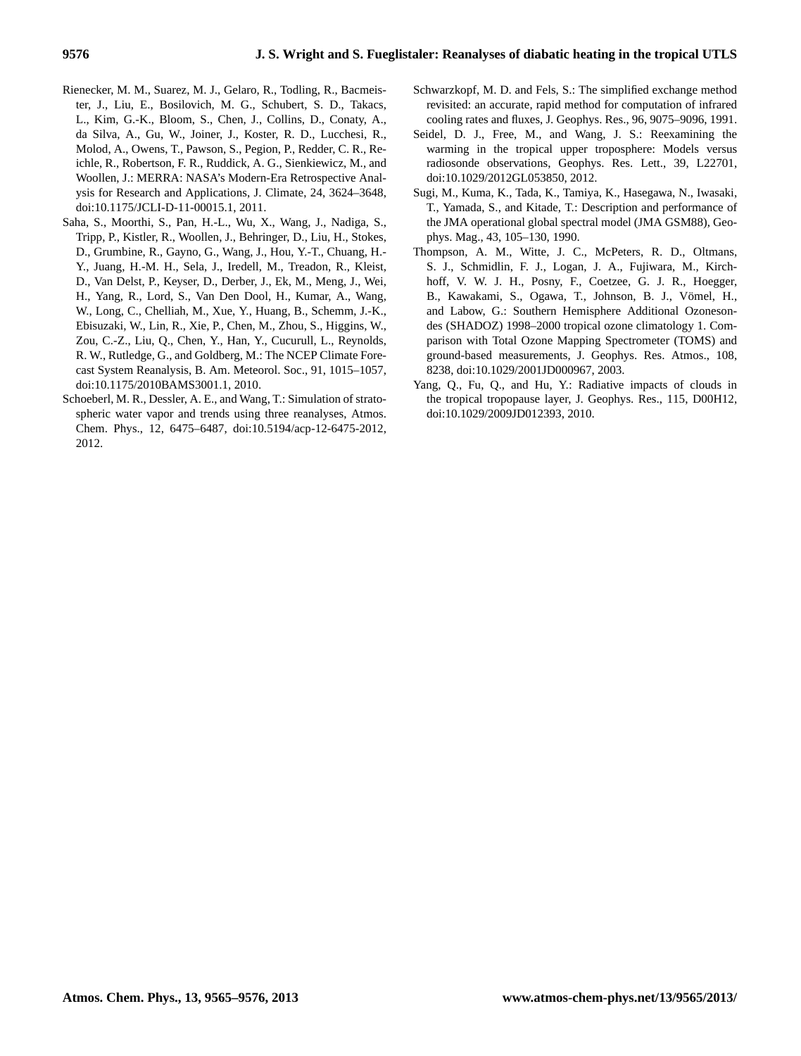Rienecker, M. M., Suarez, M. J., Gelaro, R., Todling, R., Bacmeister, J., Liu, E., Bosilovich, M. G., Schubert, S. D., Takacs, L., Kim, G.-K., Bloom, S., Chen, J., Collins, D., Conaty, A., da Silva, A., Gu, W., Joiner, J., Koster, R. D., Lucchesi, R., Molod, A., Owens, T., Pawson, S., Pegion, P., Redder, C. R., Reichle, R., Robertson, F. R., Ruddick, A. G., Sienkiewicz, M., and Woollen, J.: MERRA: NASA's Modern-Era Retrospective Analysis for Research and Applications, J. Climate, 24, 3624–3648, doi:10.1175/JCLI-D-11-00015.1, 2011.

Saha, S., Moorthi, S., Pan, H.-L., Wu, X., Wang, J., Nadiga, S., Tripp, P., Kistler, R., Woollen, J., Behringer, D., Liu, H., Stokes, D., Grumbine, R., Gayno, G., Wang, J., Hou, Y.-T., Chuang, H.-Y., Juang, H.-M. H., Sela, J., Iredell, M., Treadon, R., Kleist, D., Van Delst, P., Keyser, D., Derber, J., Ek, M., Meng, J., Wei, H., Yang, R., Lord, S., Van Den Dool, H., Kumar, A., Wang, W., Long, C., Chelliah, M., Xue, Y., Huang, B., Schemm, J.-K., Ebisuzaki, W., Lin, R., Xie, P., Chen, M., Zhou, S., Higgins, W., Zou, C.-Z., Liu, Q., Chen, Y., Han, Y., Cucurull, L., Reynolds, R. W., Rutledge, G., and Goldberg, M.: The NCEP Climate Forecast System Reanalysis, B. Am. Meteorol. Soc., 91, 1015–1057, doi:10.1175/2010BAMS3001.1, 2010.

Schoeberl, M. R., Dessler, A. E., and Wang, T.: Simulation of stratospheric water vapor and trends using three reanalyses, Atmos. Chem. Phys., 12, 6475–6487, doi:10.5194/acp-12-6475-2012, 2012.

Schwarzkopf, M. D. and Fels, S.: The simplified exchange method revisited: an accurate, rapid method for computation of infrared cooling rates and fluxes, J. Geophys. Res., 96, 9075–9096, 1991.

Seidel, D. J., Free, M., and Wang, J. S.: Reexamining the warming in the tropical upper troposphere: Models versus radiosonde observations, Geophys. Res. Lett., 39, L22701, doi:10.1029/2012GL053850, 2012.

Sugi, M., Kuma, K., Tada, K., Tamiya, K., Hasegawa, N., Iwasaki, T., Yamada, S., and Kitade, T.: Description and performance of the JMA operational global spectral model (JMA GSM88), Geophys. Mag., 43, 105–130, 1990.

Thompson, A. M., Witte, J. C., McPeters, R. D., Oltmans, S. J., Schmidlin, F. J., Logan, J. A., Fujiwara, M., Kirchhoff, V. W. J. H., Posny, F., Coetzee, G. J. R., Hoegger, B., Kawakami, S., Ogawa, T., Johnson, B. J., Vömel, H., and Labow, G.: Southern Hemisphere Additional Ozonesondes (SHADOZ) 1998–2000 tropical ozone climatology 1. Comparison with Total Ozone Mapping Spectrometer (TOMS) and ground-based measurements, J. Geophys. Res. Atmos., 108, 8238, doi:10.1029/2001JD000967, 2003.

Yang, Q., Fu, Q., and Hu, Y.: Radiative impacts of clouds in the tropical tropopause layer, J. Geophys. Res., 115, D00H12, doi:10.1029/2009JD012393, 2010.